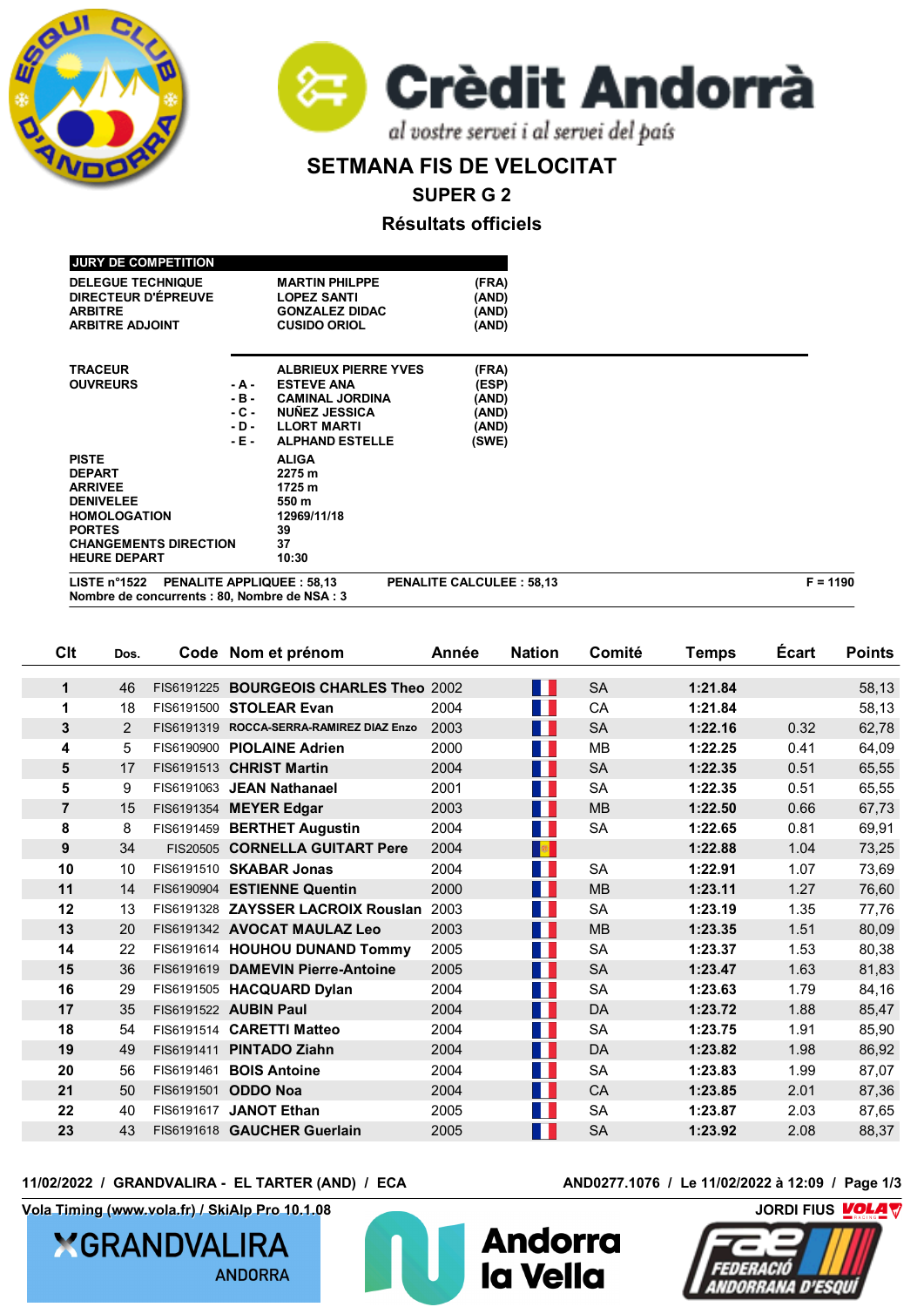# SETMANA FIS DE VELOCITAT

## SUPER G 2

### Résultats officiels

**JURY DE COMPETITION**

| | | |
|---|---|---|
| DELEGUE TECHNIQUE | MARTIN PHILPPE | (FRA) |
| DIRECTEUR D'ÉPREUVE | LOPEZ SANTI | (AND) |
| ARBITRE | GONZALEZ DIDAC | (AND) |
| ARBITRE ADJOINT | CUSIDO ORIOL | (AND) |

| | | | |
|---|---|---|---|
| TRACEUR | | ALBRIEUX PIERRE YVES | (FRA) |
| OUVREURS | - A - | ESTEVE ANA | (ESP) |
| | - B - | CAMINAL JORDINA | (AND) |
| | - C - | NUÑEZ JESSICA | (AND) |
| | - D - | LLORT MARTI | (AND) |
| | - E - | ALPHAND ESTELLE | (SWE) |

| | |
|---|---|
| PISTE | ALIGA |
| DEPART | 2275 m |
| ARRIVEE | 1725 m |
| DENIVELEE | 550 m |
| HOMOLOGATION | 12969/11/18 |
| PORTES | 39 |
| CHANGEMENTS DIRECTION | 37 |
| HEURE DEPART | 10:30 |

LISTE n°1522 PENALITE APPLIQUEE : 58,13 PENALITE CALCULEE : 58,13 F = 1190

Nombre de concurrents : 80, Nombre de NSA : 3

| Clt | Dos. | Code | Nom et prénom | Année | Nation | Comité | Temps | Écart | Points |
|---|---|---|---|---|---|---|---|---|---|
| 1 | 46 | FIS6191225 | BOURGEOIS CHARLES Theo | 2002 | FRA | SA | 1:21.84 | | 58,13 |
| 1 | 18 | FIS6191500 | STOLEAR Evan | 2004 | FRA | CA | 1:21.84 | | 58,13 |
| 3 | 2 | FIS6191319 | ROCCA-SERRA-RAMIREZ DIAZ Enzo | 2003 | FRA | SA | 1:22.16 | 0.32 | 62,78 |
| 4 | 5 | FIS6190900 | PIOLAINE Adrien | 2000 | FRA | MB | 1:22.25 | 0.41 | 64,09 |
| 5 | 17 | FIS6191513 | CHRIST Martin | 2004 | FRA | SA | 1:22.35 | 0.51 | 65,55 |
| 5 | 9 | FIS6191063 | JEAN Nathanael | 2001 | FRA | SA | 1:22.35 | 0.51 | 65,55 |
| 7 | 15 | FIS6191354 | MEYER Edgar | 2003 | FRA | MB | 1:22.50 | 0.66 | 67,73 |
| 8 | 8 | FIS6191459 | BERTHET Augustin | 2004 | FRA | SA | 1:22.65 | 0.81 | 69,91 |
| 9 | 34 | FIS20505 | CORNELLA GUITART Pere | 2004 | AND | | 1:22.88 | 1.04 | 73,25 |
| 10 | 10 | FIS6191510 | SKABAR Jonas | 2004 | FRA | SA | 1:22.91 | 1.07 | 73,69 |
| 11 | 14 | FIS6190904 | ESTIENNE Quentin | 2000 | FRA | MB | 1:23.11 | 1.27 | 76,60 |
| 12 | 13 | FIS6191328 | ZAYSSER LACROIX Rouslan | 2003 | FRA | SA | 1:23.19 | 1.35 | 77,76 |
| 13 | 20 | FIS6191342 | AVOCAT MAULAZ Leo | 2003 | FRA | MB | 1:23.35 | 1.51 | 80,09 |
| 14 | 22 | FIS6191614 | HOUHOU DUNAND Tommy | 2005 | FRA | SA | 1:23.37 | 1.53 | 80,38 |
| 15 | 36 | FIS6191619 | DAMEVIN Pierre-Antoine | 2005 | FRA | SA | 1:23.47 | 1.63 | 81,83 |
| 16 | 29 | FIS6191505 | HACQUARD Dylan | 2004 | FRA | SA | 1:23.63 | 1.79 | 84,16 |
| 17 | 35 | FIS6191522 | AUBIN Paul | 2004 | FRA | DA | 1:23.72 | 1.88 | 85,47 |
| 18 | 54 | FIS6191514 | CARETTI Matteo | 2004 | FRA | SA | 1:23.75 | 1.91 | 85,90 |
| 19 | 49 | FIS6191411 | PINTADO Ziahn | 2004 | FRA | DA | 1:23.82 | 1.98 | 86,92 |
| 20 | 56 | FIS6191461 | BOIS Antoine | 2004 | FRA | SA | 1:23.83 | 1.99 | 87,07 |
| 21 | 50 | FIS6191501 | ODDO Noa | 2004 | FRA | CA | 1:23.85 | 2.01 | 87,36 |
| 22 | 40 | FIS6191617 | JANOT Ethan | 2005 | FRA | SA | 1:23.87 | 2.03 | 87,65 |
| 23 | 43 | FIS6191618 | GAUCHER Guerlain | 2005 | FRA | SA | 1:23.92 | 2.08 | 88,37 |

11/02/2022 / GRANDVALIRA - EL TARTER (AND) / ECA — AND0277.1076 / Le 11/02/2022 à 12:09

Vola Timing (www.vola.fr) / SkiAlp Pro 10.1.08 — JORDI FIUS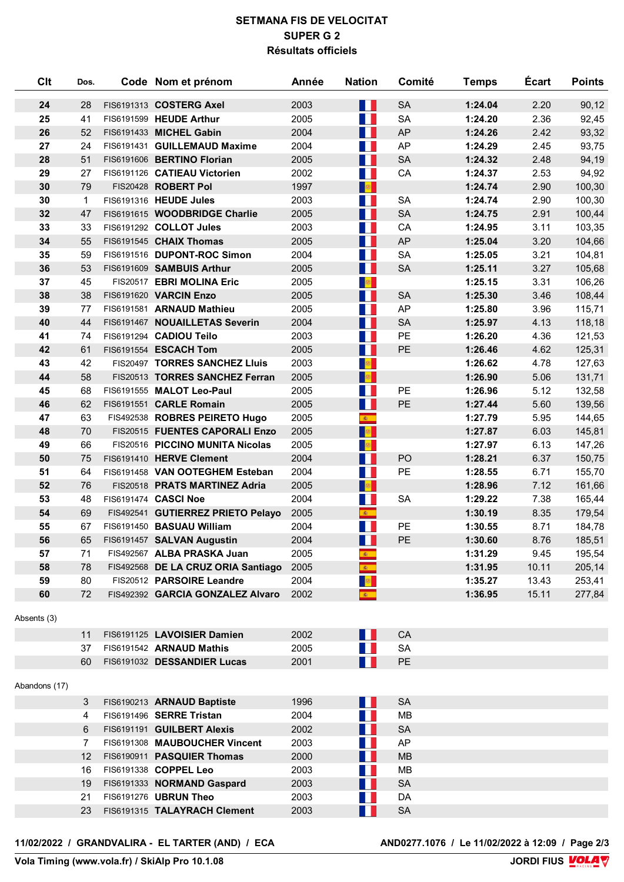# SETMANA FIS DE VELOCITAT
## SUPER G 2
### Résultats officiels

| Clt | Dos. | Code | Nom et prénom | Année | Nation | Comité | Temps | Écart | Points |
|---|---|---|---|---|---|---|---|---|---|
| **24** | 28 | FIS6191313 | **COSTERG Axel** | 2003 | FRA | SA | **1:24.04** | 2.20 | 90,12 |
| **25** | 41 | FIS6191599 | **HEUDE Arthur** | 2005 | FRA | SA | **1:24.20** | 2.36 | 92,45 |
| **26** | 52 | FIS6191433 | **MICHEL Gabin** | 2004 | FRA | AP | **1:24.26** | 2.42 | 93,32 |
| **27** | 24 | FIS6191431 | **GUILLEMAUD Maxime** | 2004 | FRA | AP | **1:24.29** | 2.45 | 93,75 |
| **28** | 51 | FIS6191606 | **BERTINO Florian** | 2005 | FRA | SA | **1:24.32** | 2.48 | 94,19 |
| **29** | 27 | FIS6191126 | **CATIEAU Victorien** | 2002 | FRA | CA | **1:24.37** | 2.53 | 94,92 |
| **30** | 79 | FIS20428 | **ROBERT Pol** | 1997 | AND | | **1:24.74** | 2.90 | 100,30 |
| **30** | 1 | FIS6191316 | **HEUDE Jules** | 2003 | FRA | SA | **1:24.74** | 2.90 | 100,30 |
| **32** | 47 | FIS6191615 | **WOODBRIDGE Charlie** | 2005 | FRA | SA | **1:24.75** | 2.91 | 100,44 |
| **33** | 33 | FIS6191292 | **COLLOT Jules** | 2003 | FRA | CA | **1:24.95** | 3.11 | 103,35 |
| **34** | 55 | FIS6191545 | **CHAIX Thomas** | 2005 | FRA | AP | **1:25.04** | 3.20 | 104,66 |
| **35** | 59 | FIS6191516 | **DUPONT-ROC Simon** | 2004 | FRA | SA | **1:25.05** | 3.21 | 104,81 |
| **36** | 53 | FIS6191609 | **SAMBUIS Arthur** | 2005 | FRA | SA | **1:25.11** | 3.27 | 105,68 |
| **37** | 45 | FIS20517 | **EBRI MOLINA Eric** | 2005 | AND | | **1:25.15** | 3.31 | 106,26 |
| **38** | 38 | FIS6191620 | **VARCIN Enzo** | 2005 | FRA | SA | **1:25.30** | 3.46 | 108,44 |
| **39** | 77 | FIS6191581 | **ARNAUD Mathieu** | 2005 | FRA | AP | **1:25.80** | 3.96 | 115,71 |
| **40** | 44 | FIS6191467 | **NOUAILLETAS Severin** | 2004 | FRA | SA | **1:25.97** | 4.13 | 118,18 |
| **41** | 74 | FIS6191294 | **CADIOU Teilo** | 2003 | FRA | PE | **1:26.20** | 4.36 | 121,53 |
| **42** | 61 | FIS6191554 | **ESCACH Tom** | 2005 | FRA | PE | **1:26.46** | 4.62 | 125,31 |
| **43** | 42 | FIS20497 | **TORRES SANCHEZ Lluis** | 2003 | AND | | **1:26.62** | 4.78 | 127,63 |
| **44** | 58 | FIS20513 | **TORRES SANCHEZ Ferran** | 2005 | AND | | **1:26.90** | 5.06 | 131,71 |
| **45** | 68 | FIS6191555 | **MALOT Leo-Paul** | 2005 | FRA | PE | **1:26.96** | 5.12 | 132,58 |
| **46** | 62 | FIS6191551 | **CARLE Romain** | 2005 | FRA | PE | **1:27.44** | 5.60 | 139,56 |
| **47** | 63 | FIS492538 | **ROBRES PEIRETO Hugo** | 2005 | ESP | | **1:27.79** | 5.95 | 144,65 |
| **48** | 70 | FIS20515 | **FUENTES CAPORALI Enzo** | 2005 | AND | | **1:27.87** | 6.03 | 145,81 |
| **49** | 66 | FIS20516 | **PICCINO MUNITA Nicolas** | 2005 | AND | | **1:27.97** | 6.13 | 147,26 |
| **50** | 75 | FIS6191410 | **HERVE Clement** | 2004 | FRA | PO | **1:28.21** | 6.37 | 150,75 |
| **51** | 64 | FIS6191458 | **VAN OOTEGHEM Esteban** | 2004 | FRA | PE | **1:28.55** | 6.71 | 155,70 |
| **52** | 76 | FIS20518 | **PRATS MARTINEZ Adria** | 2005 | AND | | **1:28.96** | 7.12 | 161,66 |
| **53** | 48 | FIS6191474 | **CASCI Noe** | 2004 | FRA | SA | **1:29.22** | 7.38 | 165,44 |
| **54** | 69 | FIS492541 | **GUTIERREZ PRIETO Pelayo** | 2005 | ESP | | **1:30.19** | 8.35 | 179,54 |
| **55** | 67 | FIS6191450 | **BASUAU William** | 2004 | FRA | PE | **1:30.55** | 8.71 | 184,78 |
| **56** | 65 | FIS6191457 | **SALVAN Augustin** | 2004 | FRA | PE | **1:30.60** | 8.76 | 185,51 |
| **57** | 71 | FIS492567 | **ALBA PRASKA Juan** | 2005 | ESP | | **1:31.29** | 9.45 | 195,54 |
| **58** | 78 | FIS492568 | **DE LA CRUZ ORIA Santiago** | 2005 | ESP | | **1:31.95** | 10.11 | 205,14 |
| **59** | 80 | FIS20512 | **PARSOIRE Leandre** | 2004 | AND | | **1:35.27** | 13.43 | 253,41 |
| **60** | 72 | FIS492392 | **GARCIA GONZALEZ Alvaro** | 2002 | ESP | | **1:36.95** | 15.11 | 277,84 |

Absents (3)

| Clt | Dos. | Code | Nom et prénom | Année | Nation | Comité |
|---|---|---|---|---|---|---|
| | 11 | FIS6191125 | **LAVOISIER Damien** | 2002 | FRA | CA |
| | 37 | FIS6191542 | **ARNAUD Mathis** | 2005 | FRA | SA |
| | 60 | FIS6191032 | **DESSANDIER Lucas** | 2001 | FRA | PE |

Abandons (17)

| Clt | Dos. | Code | Nom et prénom | Année | Nation | Comité |
|---|---|---|---|---|---|---|
| | 3 | FIS6190213 | **ARNAUD Baptiste** | 1996 | FRA | SA |
| | 4 | FIS6191496 | **SERRE Tristan** | 2004 | FRA | MB |
| | 6 | FIS6191191 | **GUILBERT Alexis** | 2002 | FRA | SA |
| | 7 | FIS6191308 | **MAUBOUCHER Vincent** | 2003 | FRA | AP |
| | 12 | FIS6190911 | **PASQUIER Thomas** | 2000 | FRA | MB |
| | 16 | FIS6191338 | **COPPEL Leo** | 2003 | FRA | MB |
| | 19 | FIS6191333 | **NORMAND Gaspard** | 2003 | FRA | SA |
| | 21 | FIS6191276 | **UBRUN Theo** | 2003 | FRA | DA |
| | 23 | FIS6191315 | **TALAYRACH Clement** | 2003 | FRA | SA |

**11/02/2022 / GRANDVALIRA - EL TARTER (AND) / ECA** — **AND0277.1076 / Le 11/02/2022 à 12:09**

**Vola Timing (www.vola.fr) / SkiAlp Pro 10.1.08** — **JORDI FIUS**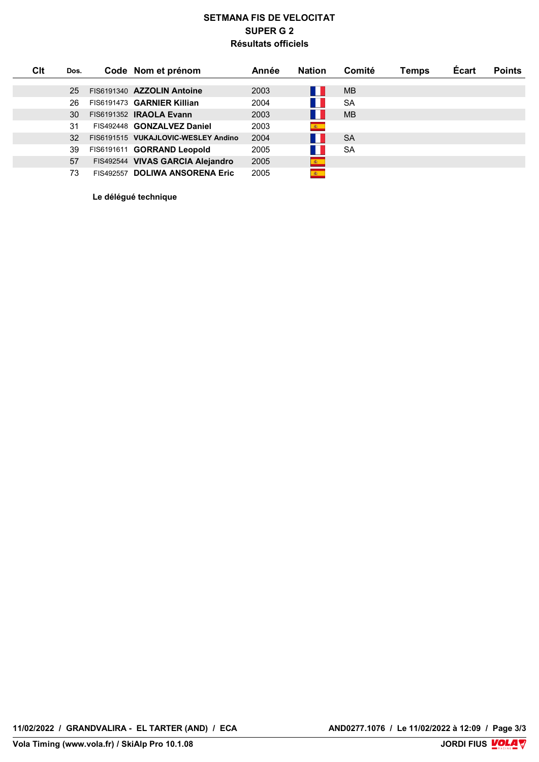**SETMANA FIS DE VELOCITAT**

**SUPER G 2**

**Résultats officiels**

| Clt | Dos. | Code | Nom et prénom | Année | Nation | Comité | Temps | Écart | Points |
|---|---|---|---|---|---|---|---|---|---|
| | 25 | FIS6191340 | **AZZOLIN Antoine** | 2003 | | MB | | | |
| | 26 | FIS6191473 | **GARNIER Killian** | 2004 | | SA | | | |
| | 30 | FIS6191352 | **IRAOLA Evann** | 2003 | | MB | | | |
| | 31 | FIS492448 | **GONZALVEZ Daniel** | 2003 | | | | | |
| | 32 | FIS6191515 | **VUKAJLOVIC-WESLEY Andino** | 2004 | | SA | | | |
| | 39 | FIS6191611 | **GORRAND Leopold** | 2005 | | SA | | | |
| | 57 | FIS492544 | **VIVAS GARCIA Alejandro** | 2005 | | | | | |
| | 73 | FIS492557 | **DOLIWA ANSORENA Eric** | 2005 | | | | | |

**Le délégué technique**

**11/02/2022 / GRANDVALIRA - EL TARTER (AND) / ECA**

**AND0277.1076 / Le 11/02/2022 à 12:09**

**Vola Timing (www.vola.fr) / SkiAlp Pro 10.1.08**

**JORDI FIUS**